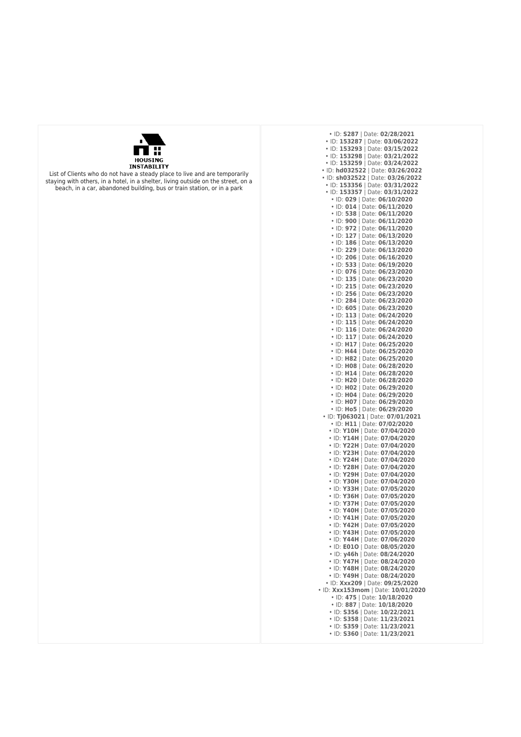**HOUSING INSTABILITY**

List of Clients who do not have a steady place to live and are temporarily staying with others, in a hotel, in a shelter, living outside on the street, on a beach, in a car, abandoned building, bus or train station, or in a park

- ID: **S287** | Date: **02/28/2021**
- ID: **153287** | Date: **03/06/2022**
- ID: **153293** | Date: **03/15/2022**
- ID: **153298** | Date: **03/21/2022**
- ID: **153259** | Date: **03/24/2022**
- ID: **hd032522** | Date: **03/26/2022**
- ID: **sh032522** | Date: **03/26/2022**
- ID: **153356** | Date: **03/31/2022**
- ID: **153357** | Date: **03/31/2022**
- ID: **029** | Date: **06/10/2020**
- ID: **014** | Date: **06/11/2020**
- ID: **538** | Date: **06/11/2020**
- ID: **900** | Date: **06/11/2020**
- ID: **972** | Date: **06/11/2020**
- ID: **127** | Date: **06/13/2020**
- ID: **186** | Date: **06/13/2020**
- ID: **229** | Date: **06/13/2020**
- ID: **206** | Date: **06/16/2020**
- ID: **533** | Date: **06/19/2020**
- ID: **076** | Date: **06/23/2020**
- ID: **135** | Date: **06/23/2020**
- ID: **215** | Date: **06/23/2020**
- ID: **256** | Date: **06/23/2020**
- ID: **284** | Date: **06/23/2020**
- ID: **605** | Date: **06/23/2020**
- ID: **113** | Date: **06/24/2020**
- ID: **115** | Date: **06/24/2020**
- ID: **116** | Date: **06/24/2020**
- ID: **117** | Date: **06/24/2020**
- ID: **H17** | Date: **06/25/2020**
- ID: **H44** | Date: **06/25/2020**
- ID: **H82** | Date: **06/25/2020**
- ID: **H08** | Date: **06/28/2020**
- ID: **H14** | Date: **06/28/2020**
- ID: **H20** | Date: **06/28/2020**
- ID: **H02** | Date: **06/29/2020**
- ID: **H04** | Date: **06/29/2020**
- ID: **H07** | Date: **06/29/2020**
- ID: **Ho5** | Date: **06/29/2020**
- ID: **Tj063021** | Date: **07/01/2021**
- ID: **H11** | Date: **07/02/2020**
- ID: **Y10H** | Date: **07/04/2020**
- ID: **Y14H** | Date: **07/04/2020**
- ID: **Y22H** | Date: **07/04/2020**
- ID: **Y23H** | Date: **07/04/2020**
- ID: **Y24H** | Date: **07/04/2020**
- ID: **Y28H** | Date: **07/04/2020**
- ID: **Y29H** | Date: **07/04/2020**
- ID: **Y30H** | Date: **07/04/2020**
- ID: **Y33H** | Date: **07/05/2020**
- ID: **Y36H** | Date: **07/05/2020**
- ID: **Y37H** | Date: **07/05/2020**
- ID: **Y40H** | Date: **07/05/2020**
- ID: **Y41H** | Date: **07/05/2020**
- ID: **Y42H** | Date: **07/05/2020**
- ID: **Y43H** | Date: **07/05/2020**
- ID: **Y44H** | Date: **07/06/2020**
- ID: **E01O** | Date: **08/05/2020**
- ID: **y46h** | Date: **08/24/2020**
- ID: **Y47H** | Date: **08/24/2020**
- ID: **Y48H** | Date: **08/24/2020**
- ID: **Y49H** | Date: **08/24/2020**
- ID: **Xxx209** | Date: **09/25/2020**
- ID: **Xxx153mom** | Date: **10/01/2020**
- ID: **475** | Date: **10/18/2020**
- ID: **887** | Date: **10/18/2020**
- ID: **S356** | Date: **10/22/2021**
- ID: **S358** | Date: **11/23/2021**
- ID: **S359** | Date: **11/23/2021**
- ID: **S360** | Date: **11/23/2021**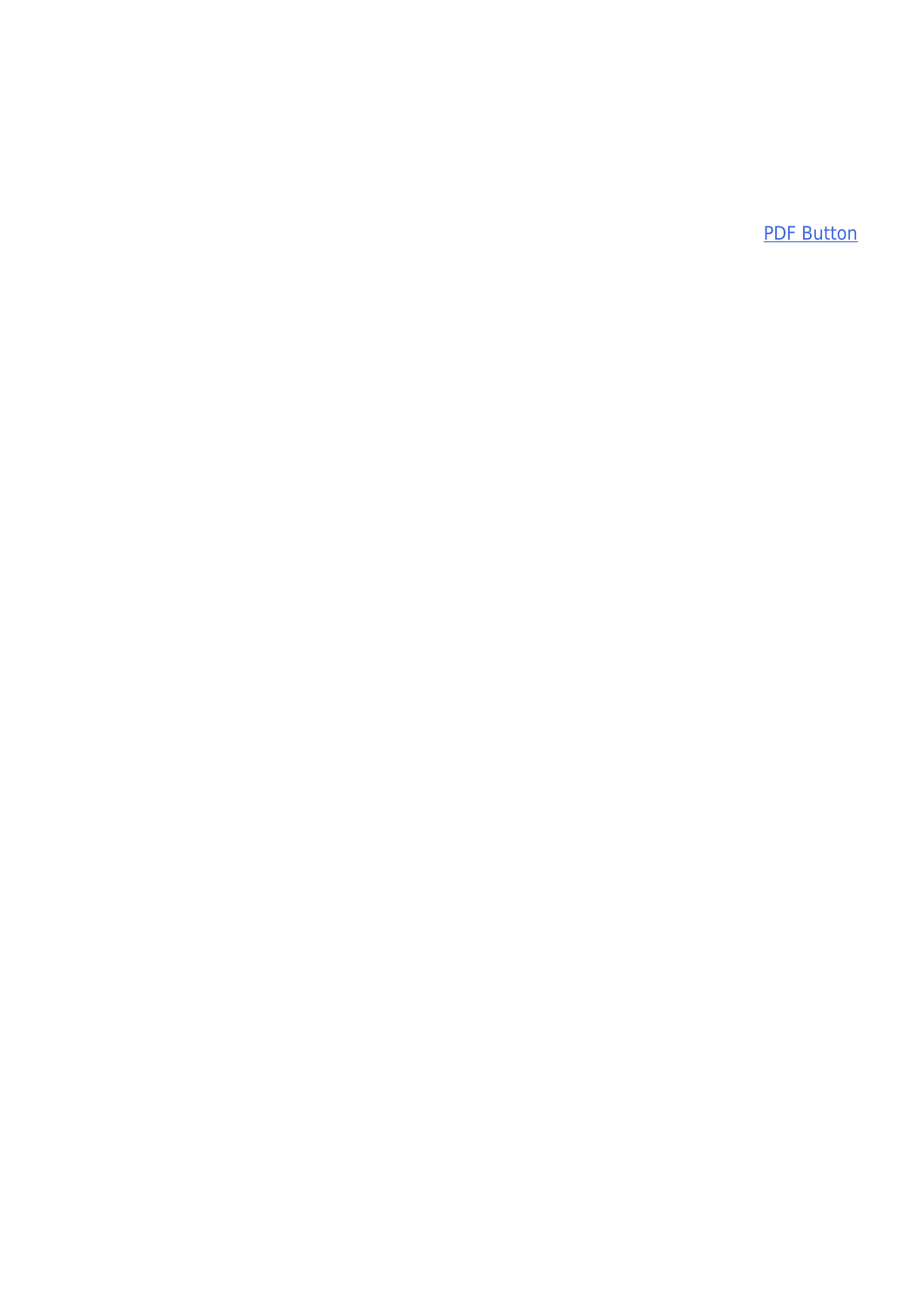[PDF Button]